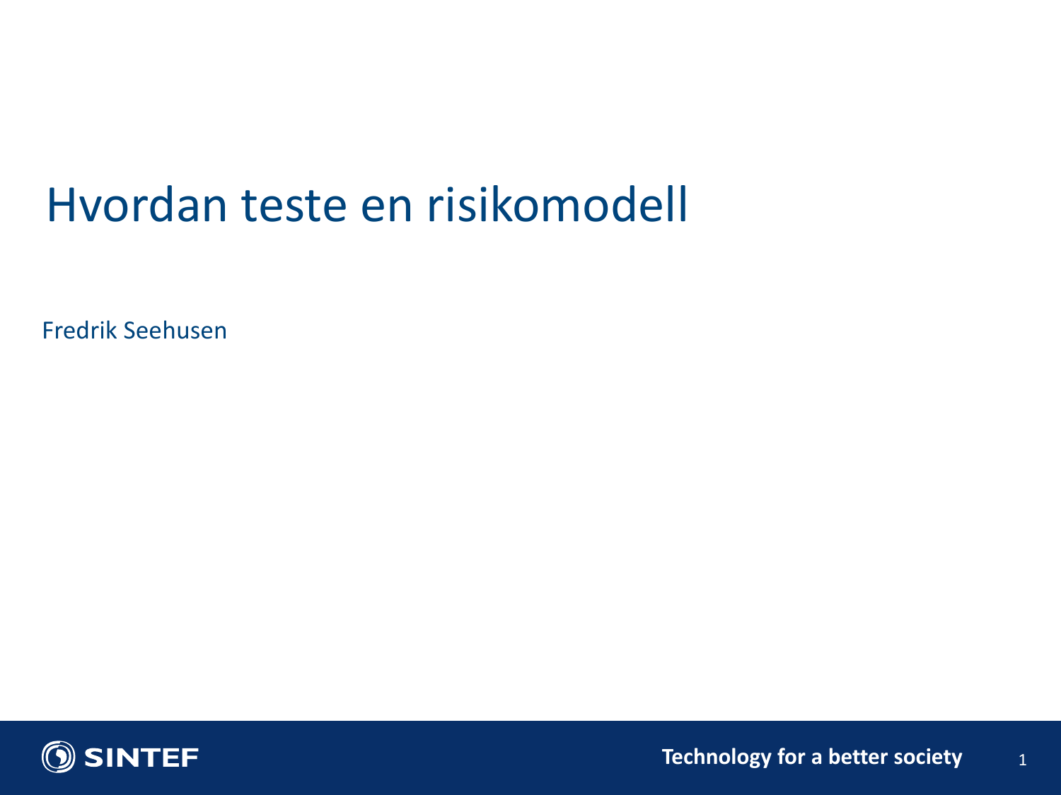# Hvordan teste en risikomodell

Fredrik Seehusen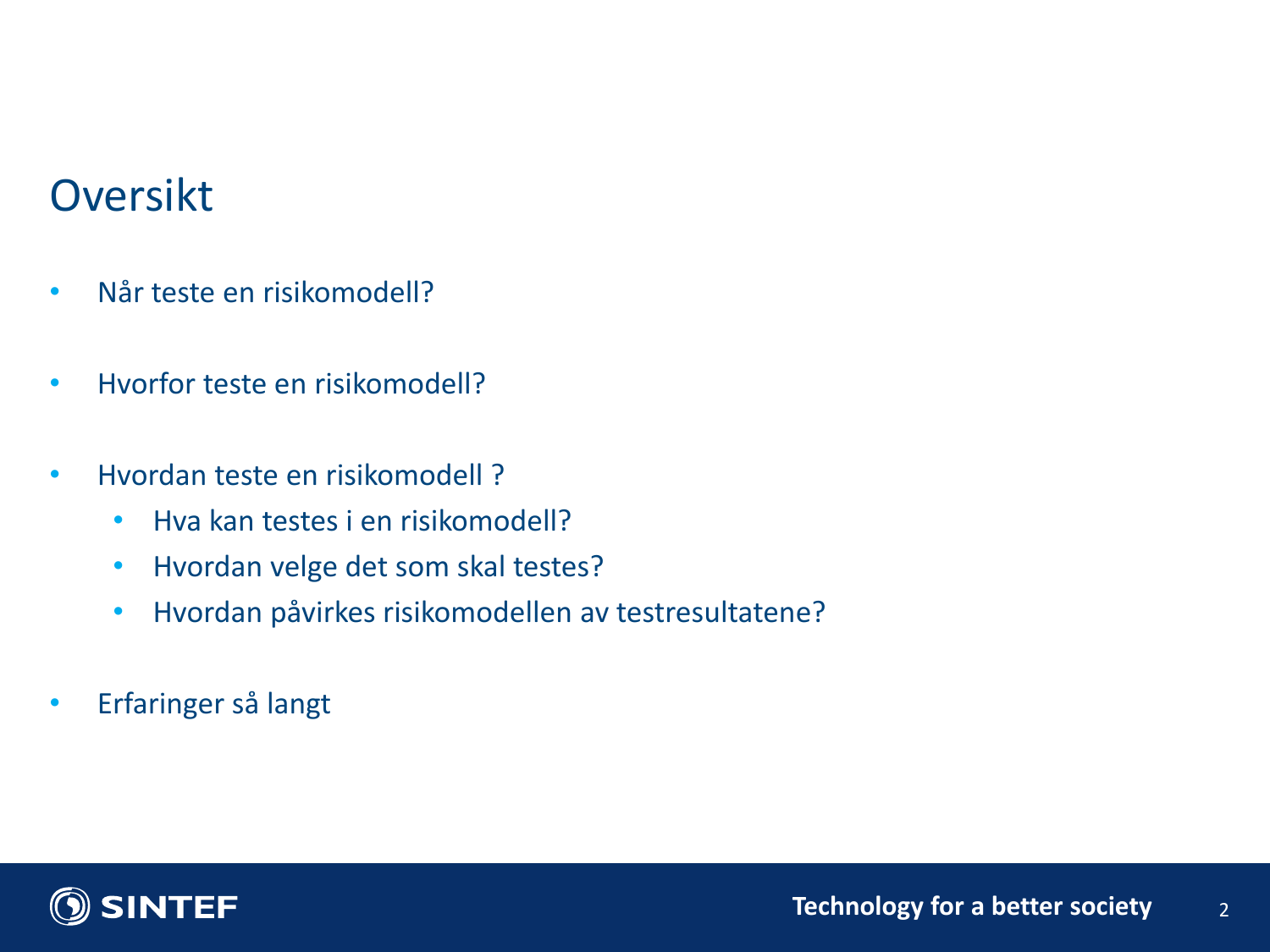# Oversikt

- Når teste en risikomodell?
- Hvorfor teste en risikomodell?
- Hvordan teste en risikomodell ?
  - Hva kan testes i en risikomodell?
  - Hvordan velge det som skal testes?
  - Hvordan påvirkes risikomodellen av testresultatene?
- Erfaringer så langt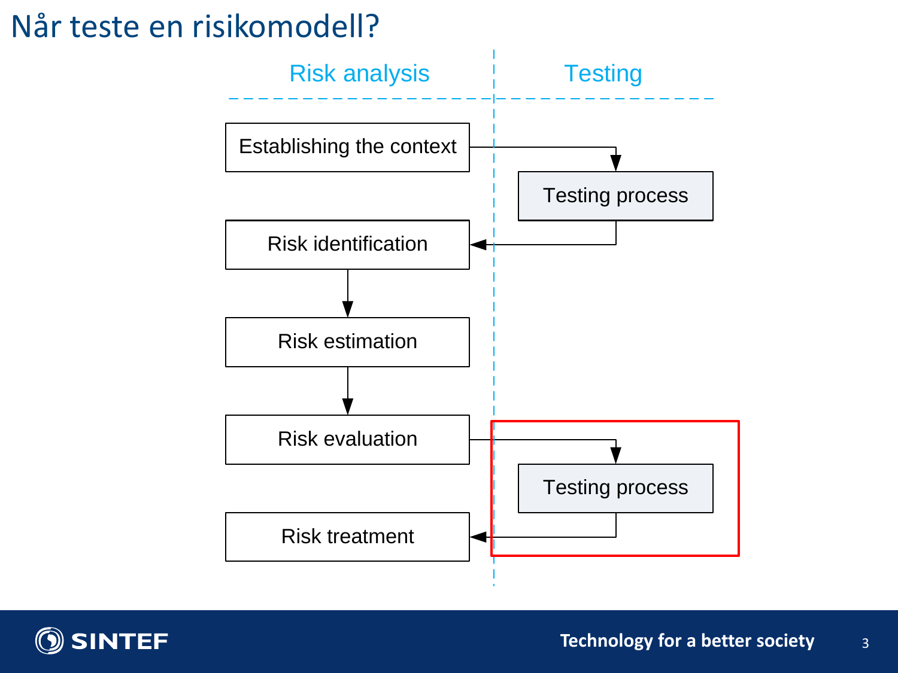# Når teste en risikomodell?

Risk analysis

Testing

Establishing the context

Testing process

Risk identification

Risk estimation

Risk evaluation

Testing process

Risk treatment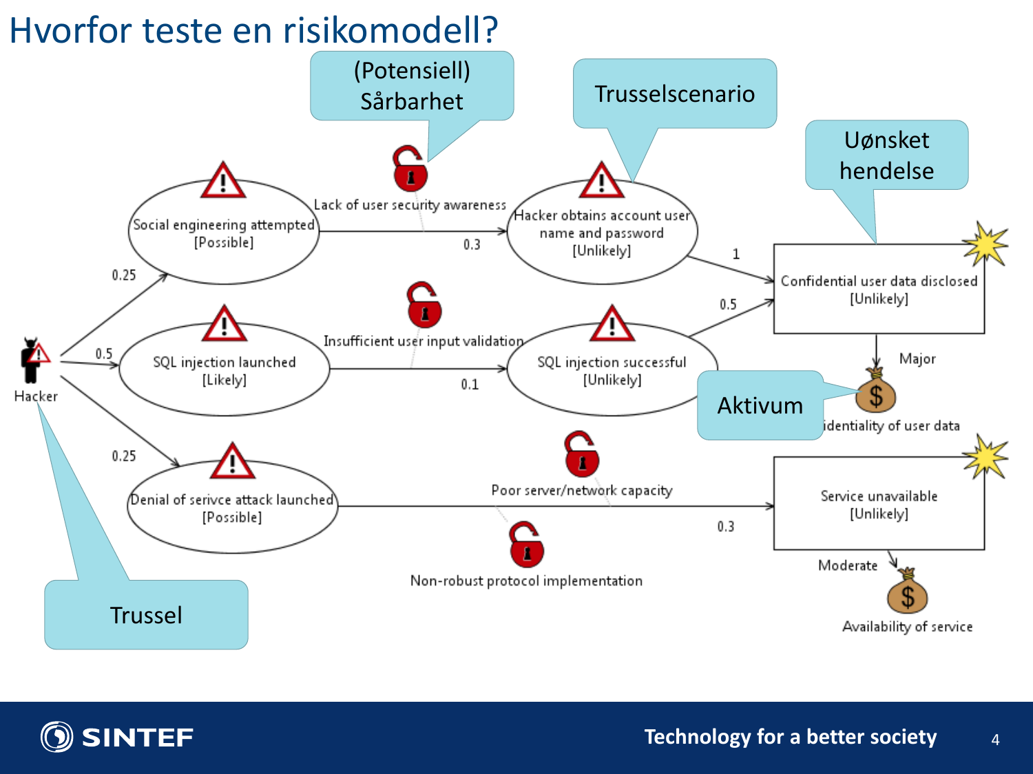# Hvorfor teste en risikomodell?

(Potensiell) Sårbarhet

Trusselscenario

Uønsket hendelse

Aktivum

Trussel

Hacker

0.25

0.5

0.25

Social engineering attempted [Possible]

SQL injection launched [Likely]

Denial of serivce attack launched [Possible]

Lack of user security awareness

0.3

Insufficient user input validation

0.1

Poor server/network capacity

Non-robust protocol implementation

0.3

Hacker obtains account user name and password [Unlikely]

SQL injection successful [Unlikely]

1

0.5

Confidential user data disclosed [Unlikely]

Major

identiality of user data

Service unavailable [Unlikely]

Moderate

Availability of service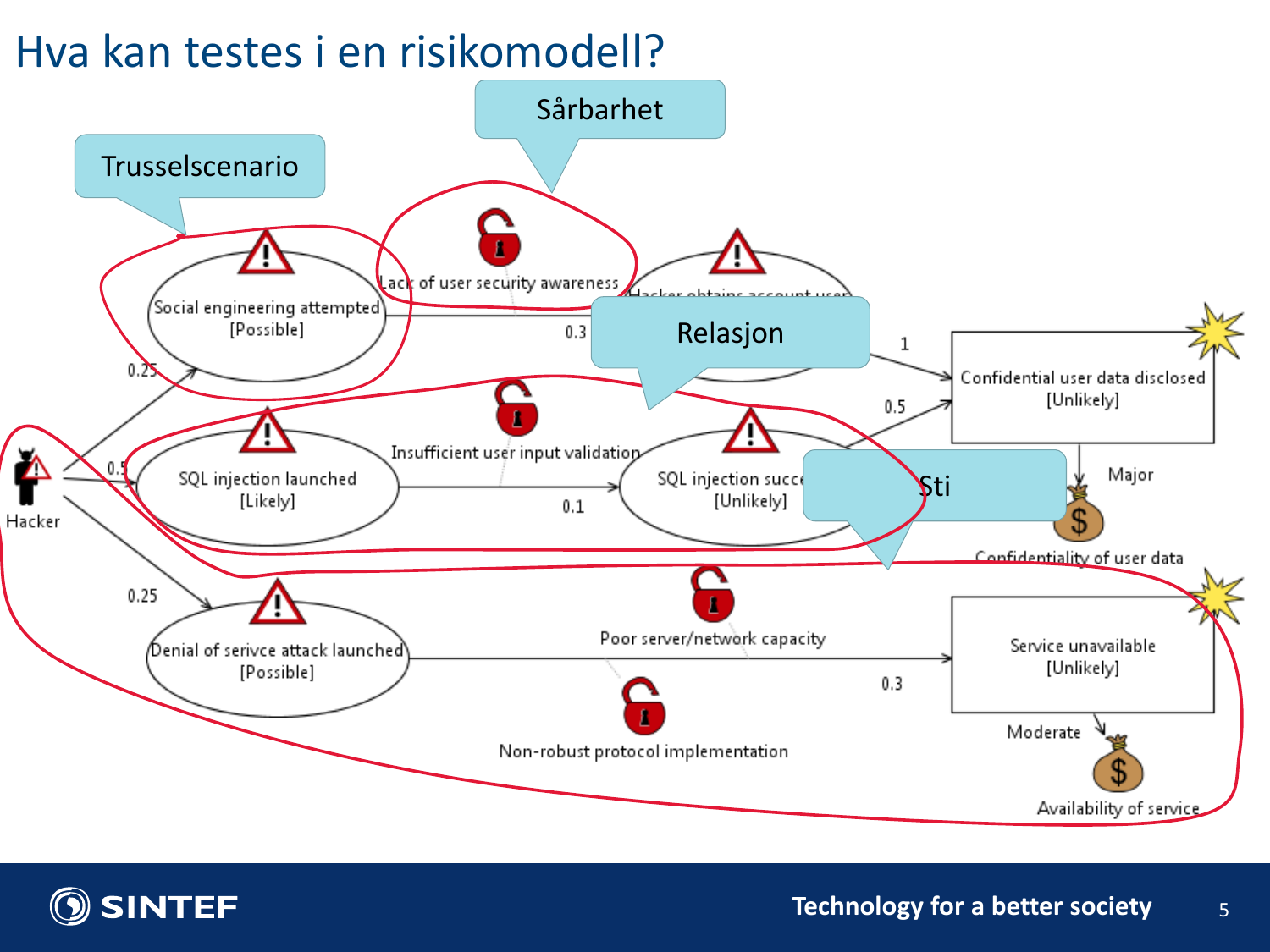# Hva kan testes i en risikomodell?

Trusselscenario

Sårbarhet

Relasjon

Sti

Hacker

0.25

0.5

0.25

Social engineering attempted [Possible]

Lack of user security awareness

0.3

Hacker obtains account user...

1

SQL injection launched [Likely]

Insufficient user input validation

0.1

SQL injection succe... [Unlikely]

0.5

Confidential user data disclosed [Unlikely]

Major

Confidentiality of user data

Denial of serivce attack launched [Possible]

Poor server/network capacity

Non-robust protocol implementation

0.3

Service unavailable [Unlikely]

Moderate

Availability of service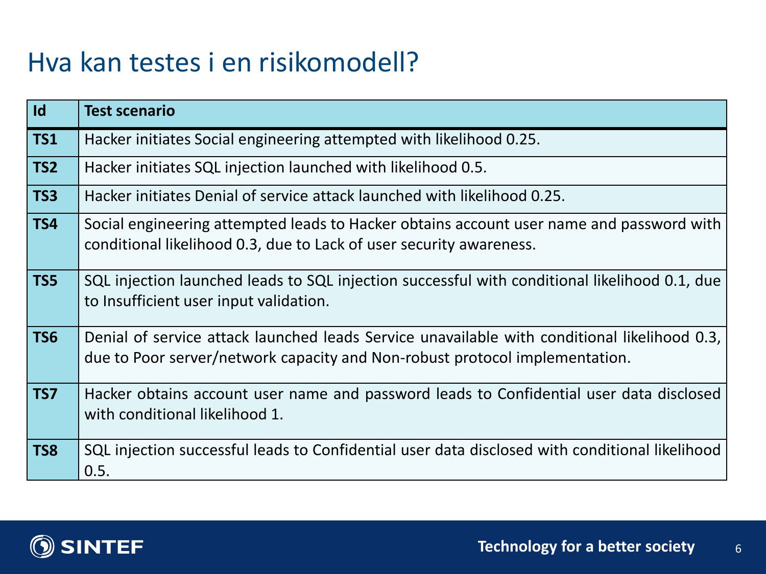# Hva kan testes i en risikomodell?

| Id | Test scenario |
|---|---|
| **TS1** | Hacker initiates Social engineering attempted with likelihood 0.25. |
| **TS2** | Hacker initiates SQL injection launched with likelihood 0.5. |
| **TS3** | Hacker initiates Denial of service attack launched with likelihood 0.25. |
| **TS4** | Social engineering attempted leads to Hacker obtains account user name and password with conditional likelihood 0.3, due to Lack of user security awareness. |
| **TS5** | SQL injection launched leads to SQL injection successful with conditional likelihood 0.1, due to Insufficient user input validation. |
| **TS6** | Denial of service attack launched leads Service unavailable with conditional likelihood 0.3, due to Poor server/network capacity and Non-robust protocol implementation. |
| **TS7** | Hacker obtains account user name and password leads to Confidential user data disclosed with conditional likelihood 1. |
| **TS8** | SQL injection successful leads to Confidential user data disclosed with conditional likelihood 0.5. |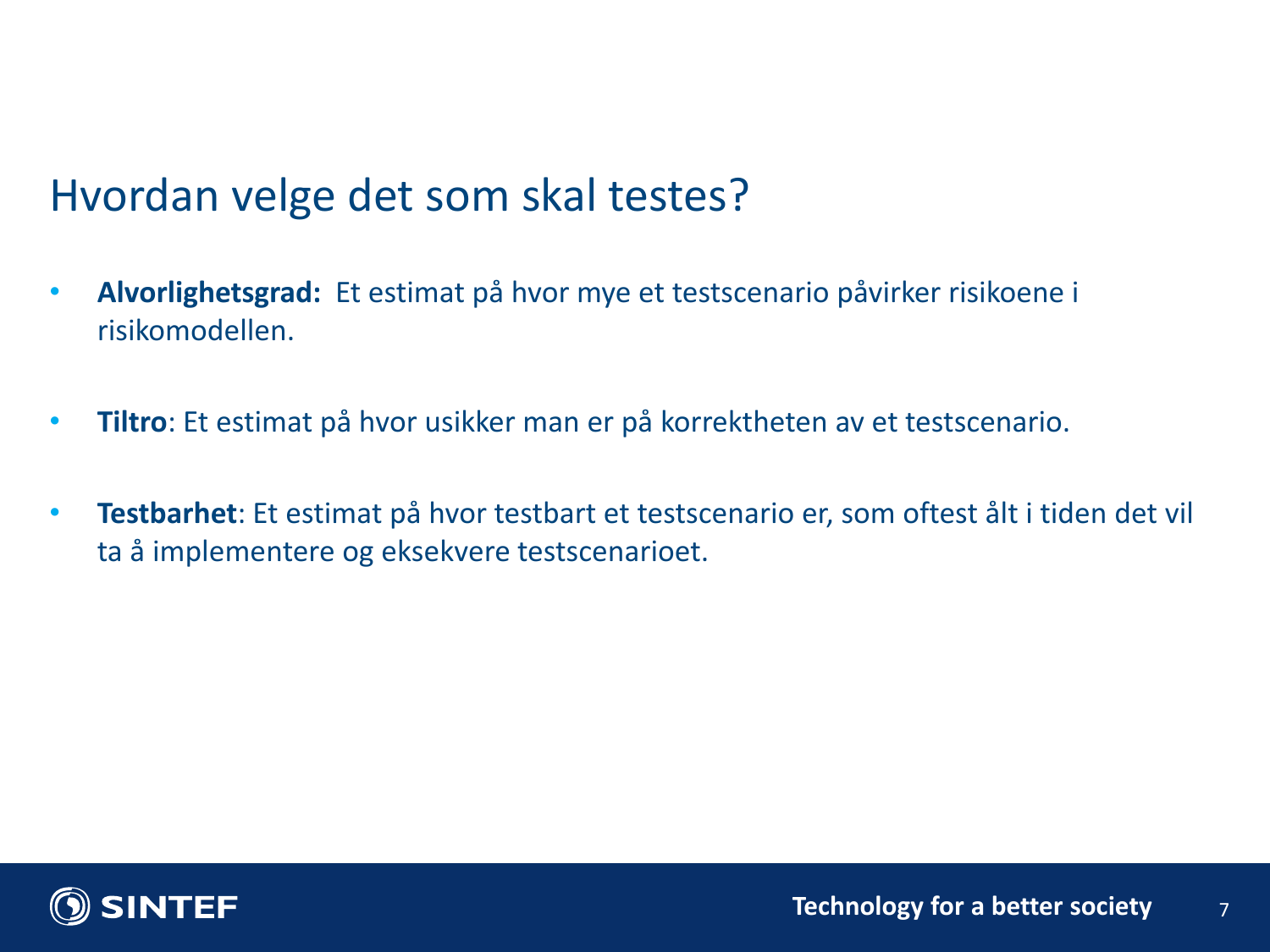# Hvordan velge det som skal testes?

- **Alvorlighetsgrad:** Et estimat på hvor mye et testscenario påvirker risikoene i risikomodellen.
- **Tiltro**: Et estimat på hvor usikker man er på korrektheten av et testscenario.
- **Testbarhet**: Et estimat på hvor testbart et testscenario er, som oftest ålt i tiden det vil ta å implementere og eksekvere testscenarioet.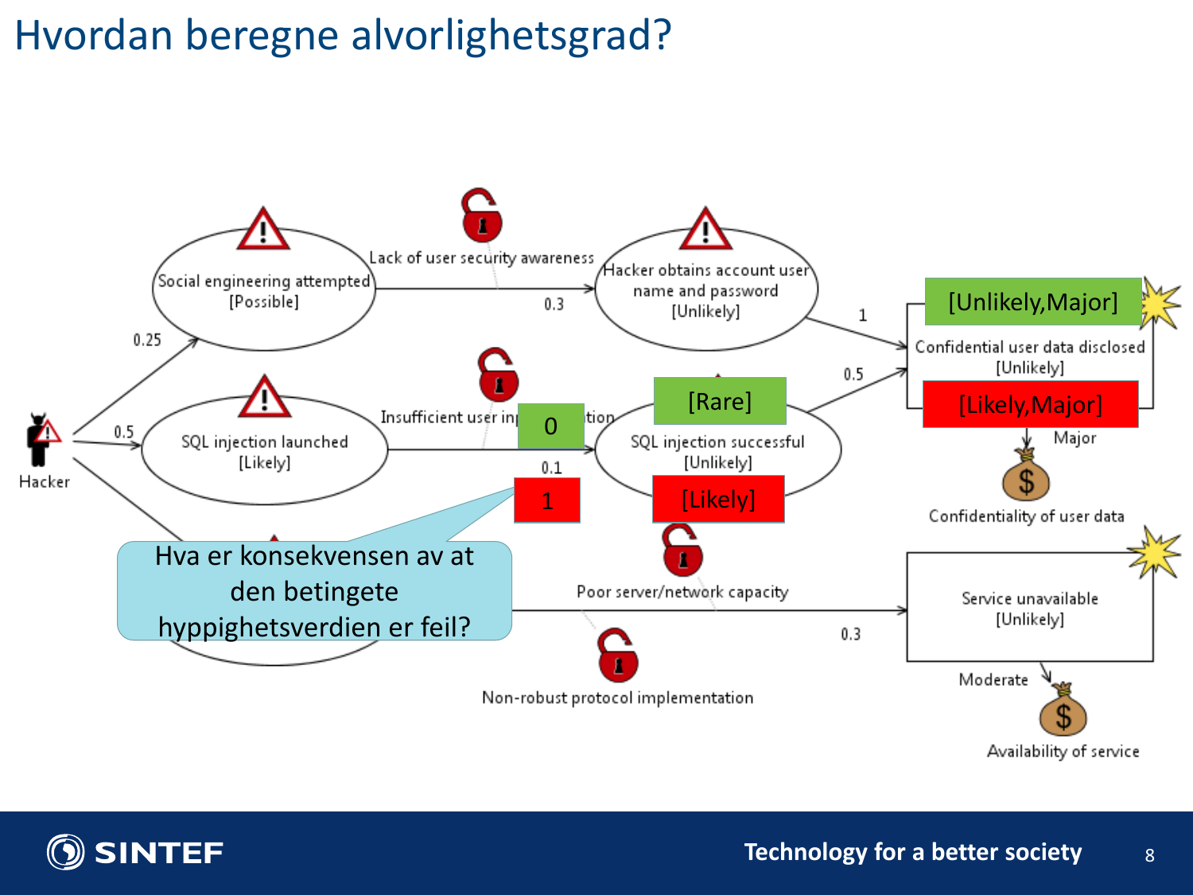# Hvordan beregne alvorlighetsgrad?

Social engineering attempted [Possible]

Lack of user security awareness

Hacker obtains account user name and password [Unlikely]

0.25

0.3

1

[Unlikely,Major]

Confidential user data disclosed [Unlikely]

[Likely,Major]

Major

Confidentiality of user data

Hacker

0.5

SQL injection launched [Likely]

Insufficient user input validation

0

1

0.1

[Rare]

SQL injection successful [Unlikely]

[Likely]

0.5

Poor server/network capacity

Non-robust protocol implementation

0.3

Service unavailable [Unlikely]

Moderate

Availability of service

Hva er konsekvensen av at den betingete hyppighetsverdien er feil?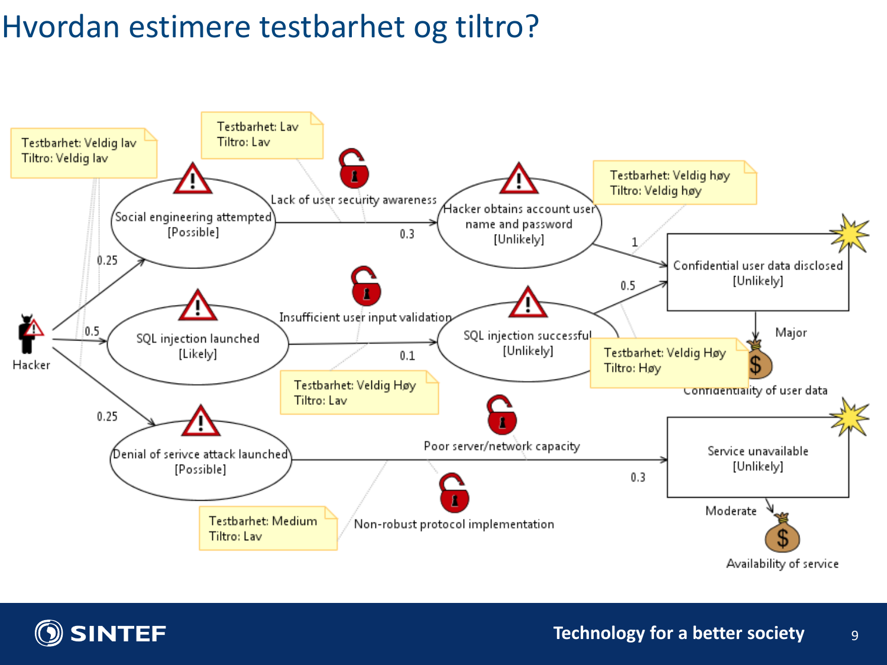# Hvordan estimere testbarhet og tiltro?

Testbarhet: Veldig lav
Tiltro: Veldig lav

Testbarhet: Lav
Tiltro: Lav

Testbarhet: Veldig høy
Tiltro: Veldig høy

Hacker

0.25

0.5

0.25

Social engineering attempted
[Possible]

Lack of user security awareness

0.3

Hacker obtains account user name and password
[Unlikely]

1

Confidential user data disclosed
[Unlikely]

SQL injection launched
[Likely]

Insufficient user input validation

0.1

SQL injection successful
[Unlikely]

0.5

Testbarhet: Veldig Høy
Tiltro: Høy

Major

Confidentiality of user data

Testbarhet: Veldig Høy
Tiltro: Lav

Denial of serivce attack launched
[Possible]

Poor server/network capacity

Non-robust protocol implementation

0.3

Service unavailable
[Unlikely]

Moderate

Availability of service

Testbarhet: Medium
Tiltro: Lav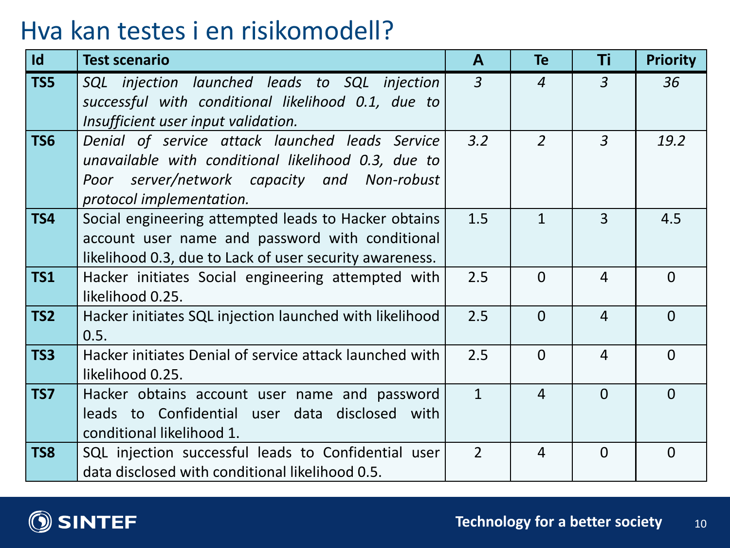# Hva kan testes i en risikomodell?

| Id | Test scenario | A | Te | Ti | Priority |
|---|---|---|---|---|---|
| **TS5** | *SQL injection launched leads to SQL injection successful with conditional likelihood 0.1, due to Insufficient user input validation.* | *3* | *4* | *3* | *36* |
| **TS6** | *Denial of service attack launched leads Service unavailable with conditional likelihood 0.3, due to Poor server/network capacity and Non-robust protocol implementation.* | *3.2* | *2* | *3* | *19.2* |
| **TS4** | Social engineering attempted leads to Hacker obtains account user name and password with conditional likelihood 0.3, due to Lack of user security awareness. | 1.5 | 1 | 3 | 4.5 |
| **TS1** | Hacker initiates Social engineering attempted with likelihood 0.25. | 2.5 | 0 | 4 | 0 |
| **TS2** | Hacker initiates SQL injection launched with likelihood 0.5. | 2.5 | 0 | 4 | 0 |
| **TS3** | Hacker initiates Denial of service attack launched with likelihood 0.25. | 2.5 | 0 | 4 | 0 |
| **TS7** | Hacker obtains account user name and password leads to Confidential user data disclosed with conditional likelihood 1. | 1 | 4 | 0 | 0 |
| **TS8** | SQL injection successful leads to Confidential user data disclosed with conditional likelihood 0.5. | 2 | 4 | 0 | 0 |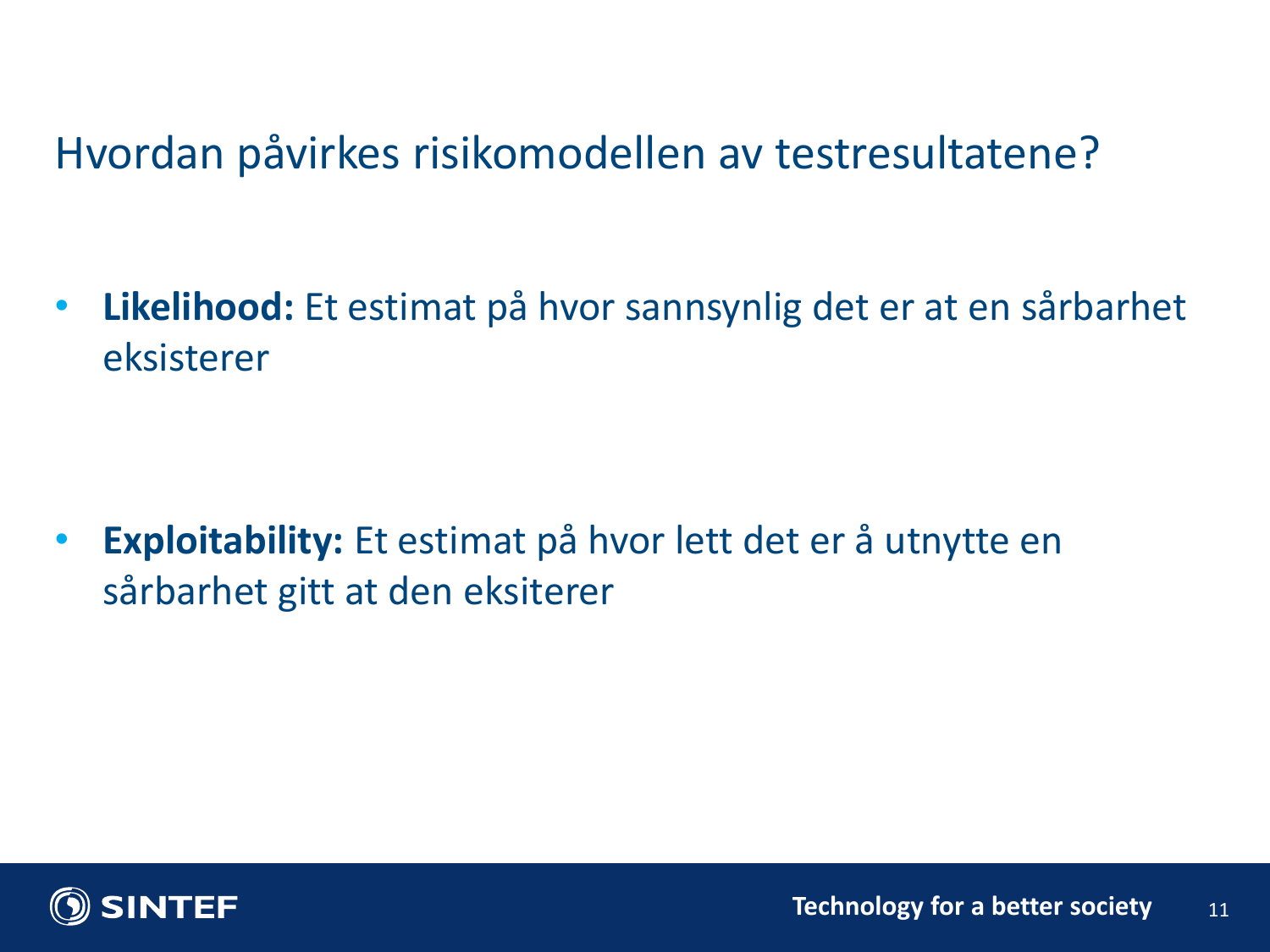# Hvordan påvirkes risikomodellen av testresultatene?

- **Likelihood:** Et estimat på hvor sannsynlig det er at en sårbarhet eksisterer

- **Exploitability:** Et estimat på hvor lett det er å utnytte en sårbarhet gitt at den eksiterer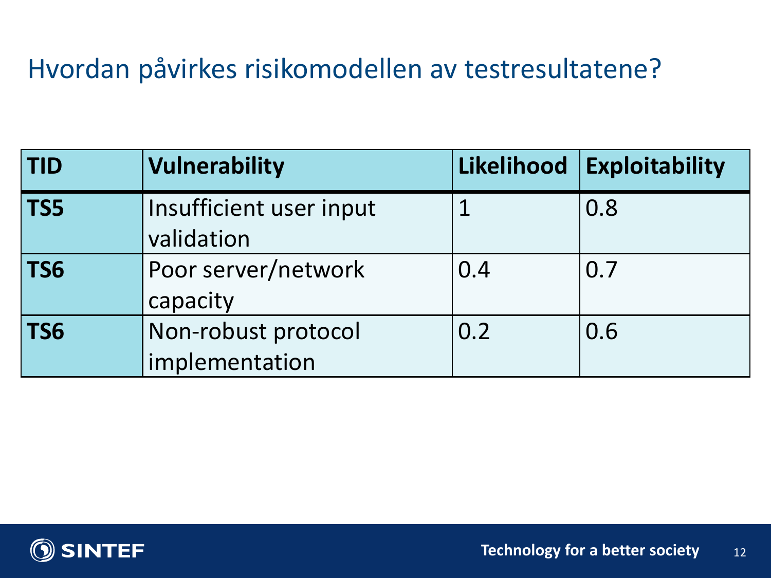# Hvordan påvirkes risikomodellen av testresultatene?

| TID | Vulnerability | Likelihood | Exploitability |
| --- | --- | --- | --- |
| **TS5** | Insufficient user input validation | 1 | 0.8 |
| **TS6** | Poor server/network capacity | 0.4 | 0.7 |
| **TS6** | Non-robust protocol implementation | 0.2 | 0.6 |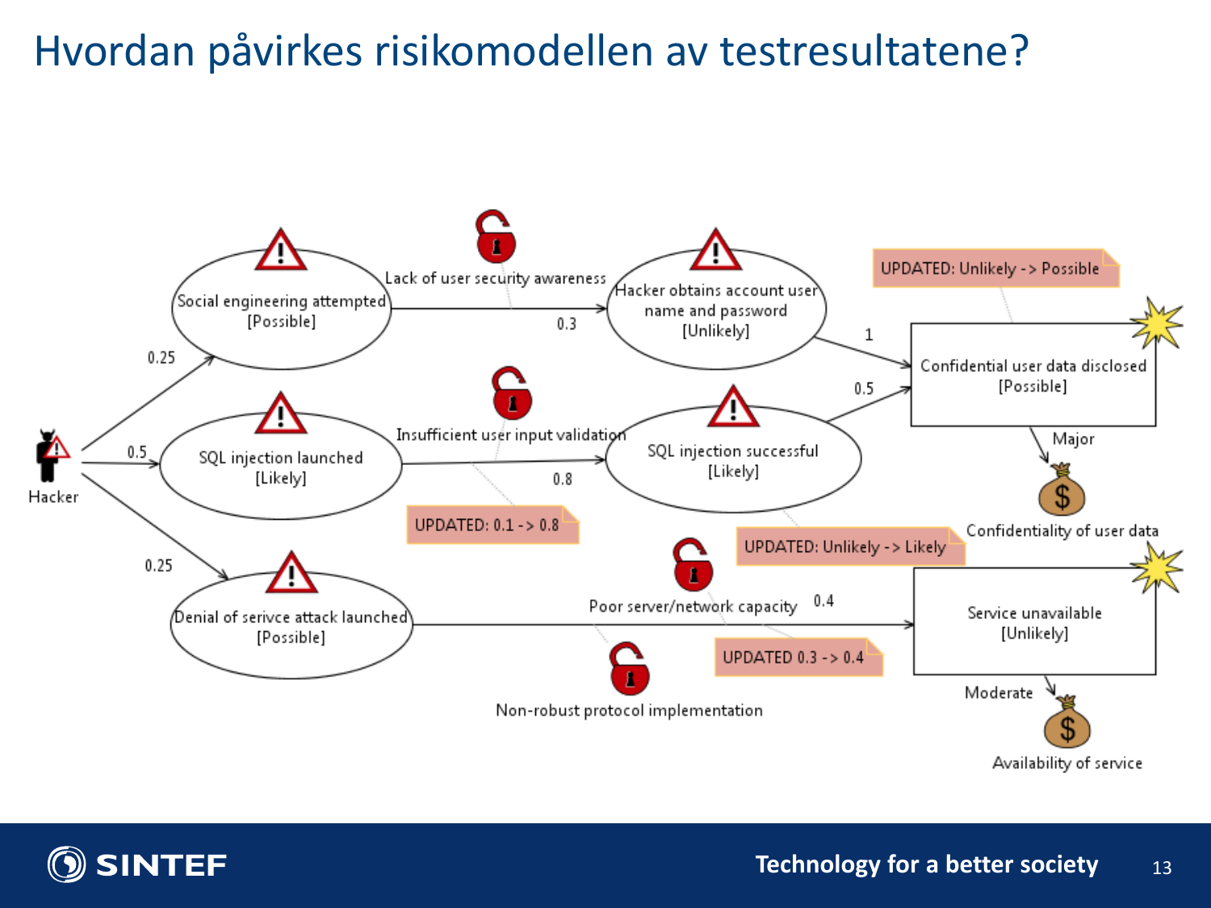# Hvordan påvirkes risikomodellen av testresultatene?

Hacker

0.25

0.5

0.25

Social engineering attempted [Possible]

SQL injection launched [Likely]

Denial of serivce attack launched [Possible]

Lack of user security awareness

0.3

Insufficient user input validation

0.8

UPDATED: 0.1 -> 0.8

Poor server/network capacity

Non-robust protocol implementation

0.4

UPDATED 0.3 -> 0.4

Hacker obtains account user name and password [Unlikely]

SQL injection successful [Likely]

UPDATED: Unlikely -> Likely

1

0.5

UPDATED: Unlikely -> Possible

Confidential user data disclosed [Possible]

Major

Confidentiality of user data

Service unavailable [Unlikely]

Moderate

Availability of service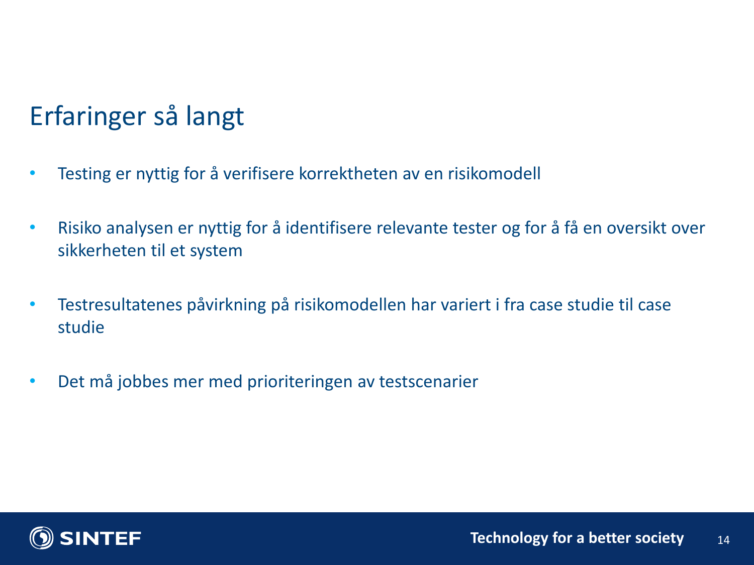# Erfaringer så langt

- Testing er nyttig for å verifisere korrektheten av en risikomodell
- Risiko analysen er nyttig for å identifisere relevante tester og for å få en oversikt over sikkerheten til et system
- Testresultatenes påvirkning på risikomodellen har variert i fra case studie til case studie
- Det må jobbes mer med prioriteringen av testscenarier